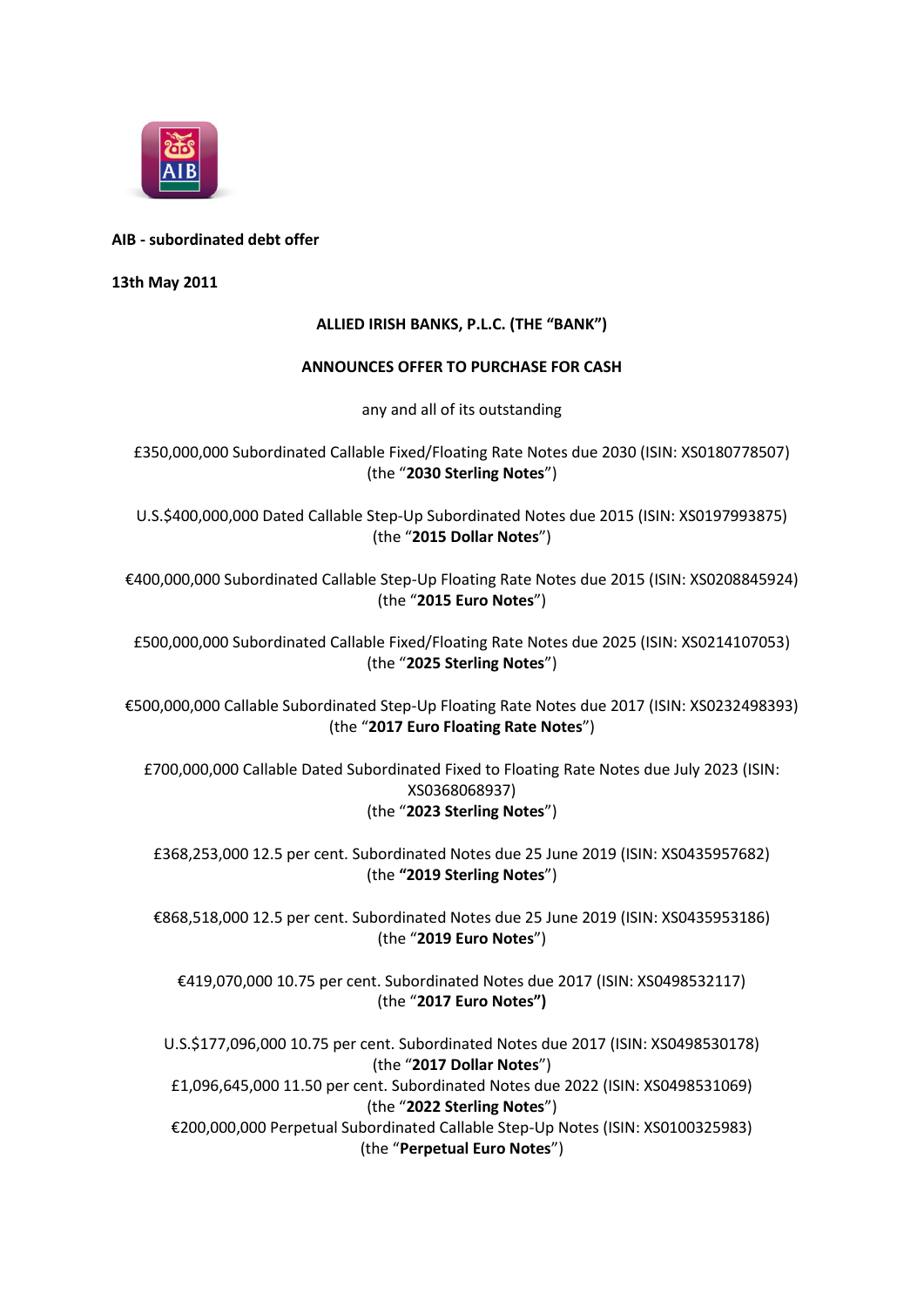**AIB - subordinated debt offer**

**13th May 2011**

**ALLIED IRISH BANKS, P.L.C. (THE "BANK")**

**ANNOUNCES OFFER TO PURCHASE FOR CASH**

any and all of its outstanding

£350,000,000 Subordinated Callable Fixed/Floating Rate Notes due 2030 (ISIN: XS0180778507) (the "**2030 Sterling Notes**")

U.S.$400,000,000 Dated Callable Step-Up Subordinated Notes due 2015 (ISIN: XS0197993875) (the "**2015 Dollar Notes**")

€400,000,000 Subordinated Callable Step-Up Floating Rate Notes due 2015 (ISIN: XS0208845924) (the "**2015 Euro Notes**")

£500,000,000 Subordinated Callable Fixed/Floating Rate Notes due 2025 (ISIN: XS0214107053) (the "**2025 Sterling Notes**")

€500,000,000 Callable Subordinated Step-Up Floating Rate Notes due 2017 (ISIN: XS0232498393) (the "**2017 Euro Floating Rate Notes**")

£700,000,000 Callable Dated Subordinated Fixed to Floating Rate Notes due July 2023 (ISIN: XS0368068937) (the "**2023 Sterling Notes**")

£368,253,000 12.5 per cent. Subordinated Notes due 25 June 2019 (ISIN: XS0435957682) (the **"2019 Sterling Notes**")

€868,518,000 12.5 per cent. Subordinated Notes due 25 June 2019 (ISIN: XS0435953186) (the "**2019 Euro Notes**")

€419,070,000 10.75 per cent. Subordinated Notes due 2017 (ISIN: XS0498532117) (the "**2017 Euro Notes")**

U.S.$177,096,000 10.75 per cent. Subordinated Notes due 2017 (ISIN: XS0498530178) (the "**2017 Dollar Notes**")

£1,096,645,000 11.50 per cent. Subordinated Notes due 2022 (ISIN: XS0498531069) (the "**2022 Sterling Notes**")

€200,000,000 Perpetual Subordinated Callable Step-Up Notes (ISIN: XS0100325983) (the "**Perpetual Euro Notes**")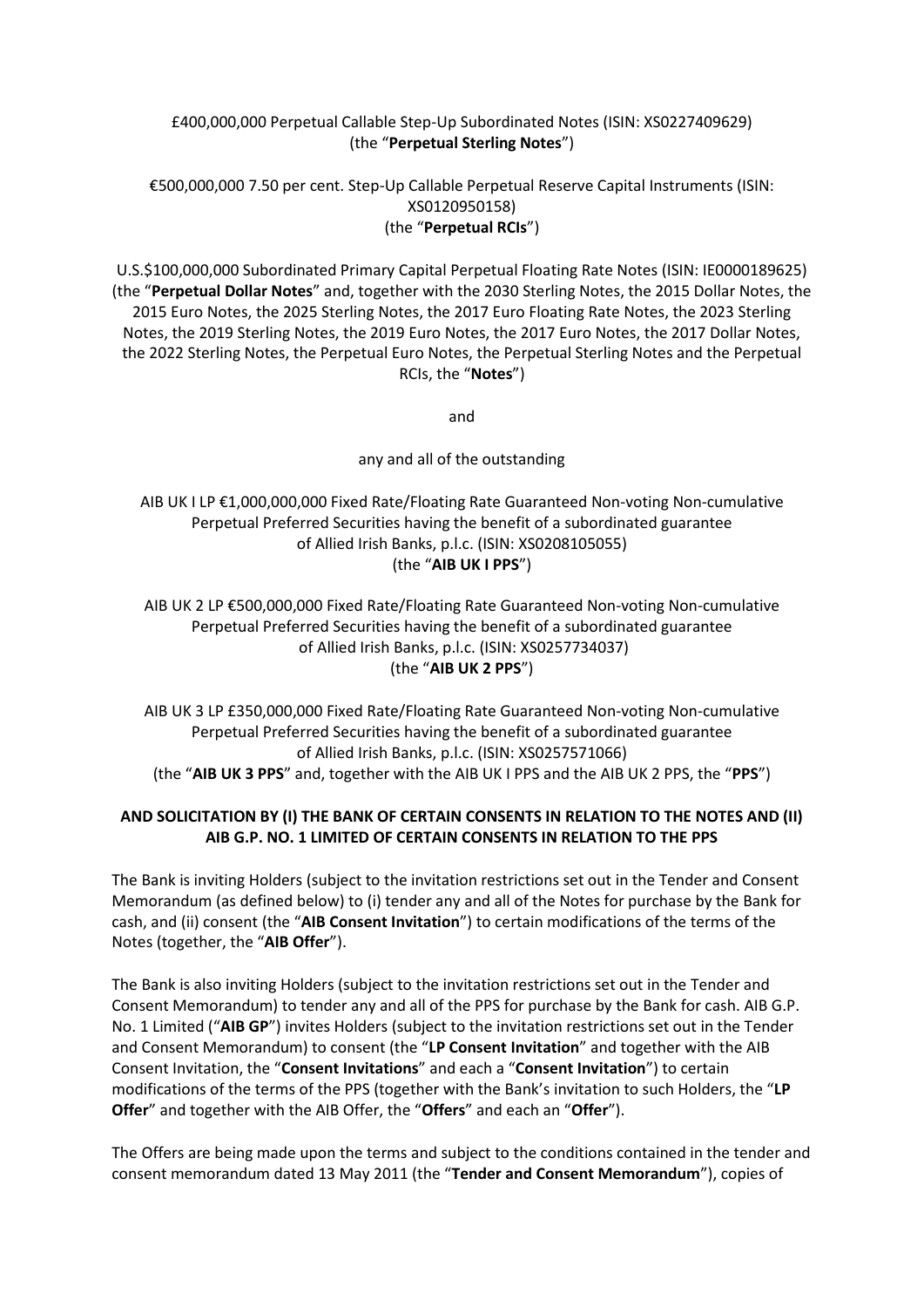£400,000,000 Perpetual Callable Step-Up Subordinated Notes (ISIN: XS0227409629)
(the "**Perpetual Sterling Notes**")

€500,000,000 7.50 per cent. Step-Up Callable Perpetual Reserve Capital Instruments (ISIN: XS0120950158)
(the "**Perpetual RCIs**")

U.S.$100,000,000 Subordinated Primary Capital Perpetual Floating Rate Notes (ISIN: IE0000189625)
(the "**Perpetual Dollar Notes**" and, together with the 2030 Sterling Notes, the 2015 Dollar Notes, the 2015 Euro Notes, the 2025 Sterling Notes, the 2017 Euro Floating Rate Notes, the 2023 Sterling Notes, the 2019 Sterling Notes, the 2019 Euro Notes, the 2017 Euro Notes, the 2017 Dollar Notes, the 2022 Sterling Notes, the Perpetual Euro Notes, the Perpetual Sterling Notes and the Perpetual RCIs, the "**Notes**")

and

any and all of the outstanding

AIB UK I LP €1,000,000,000 Fixed Rate/Floating Rate Guaranteed Non-voting Non-cumulative Perpetual Preferred Securities having the benefit of a subordinated guarantee of Allied Irish Banks, p.l.c. (ISIN: XS0208105055)
(the "**AIB UK I PPS**")

AIB UK 2 LP €500,000,000 Fixed Rate/Floating Rate Guaranteed Non-voting Non-cumulative Perpetual Preferred Securities having the benefit of a subordinated guarantee of Allied Irish Banks, p.l.c. (ISIN: XS0257734037)
(the "**AIB UK 2 PPS**")

AIB UK 3 LP £350,000,000 Fixed Rate/Floating Rate Guaranteed Non-voting Non-cumulative Perpetual Preferred Securities having the benefit of a subordinated guarantee of Allied Irish Banks, p.l.c. (ISIN: XS0257571066)
(the "**AIB UK 3 PPS**" and, together with the AIB UK I PPS and the AIB UK 2 PPS, the "**PPS**")

**AND SOLICITATION BY (I) THE BANK OF CERTAIN CONSENTS IN RELATION TO THE NOTES AND (II) AIB G.P. NO. 1 LIMITED OF CERTAIN CONSENTS IN RELATION TO THE PPS**

The Bank is inviting Holders (subject to the invitation restrictions set out in the Tender and Consent Memorandum (as defined below) to (i) tender any and all of the Notes for purchase by the Bank for cash, and (ii) consent (the "**AIB Consent Invitation**") to certain modifications of the terms of the Notes (together, the "**AIB Offer**").

The Bank is also inviting Holders (subject to the invitation restrictions set out in the Tender and Consent Memorandum) to tender any and all of the PPS for purchase by the Bank for cash. AIB G.P. No. 1 Limited ("**AIB GP**") invites Holders (subject to the invitation restrictions set out in the Tender and Consent Memorandum) to consent (the "**LP Consent Invitation**" and together with the AIB Consent Invitation, the "**Consent Invitations**" and each a "**Consent Invitation**") to certain modifications of the terms of the PPS (together with the Bank's invitation to such Holders, the "**LP Offer**" and together with the AIB Offer, the "**Offers**" and each an "**Offer**").

The Offers are being made upon the terms and subject to the conditions contained in the tender and consent memorandum dated 13 May 2011 (the "**Tender and Consent Memorandum**"), copies of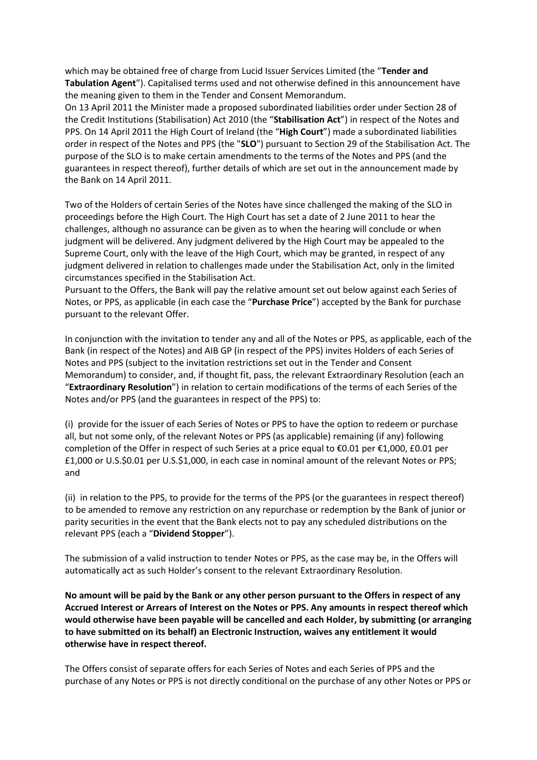which may be obtained free of charge from Lucid Issuer Services Limited (the "**Tender and Tabulation Agent**"). Capitalised terms used and not otherwise defined in this announcement have the meaning given to them in the Tender and Consent Memorandum.

On 13 April 2011 the Minister made a proposed subordinated liabilities order under Section 28 of the Credit Institutions (Stabilisation) Act 2010 (the "**Stabilisation Act**") in respect of the Notes and PPS. On 14 April 2011 the High Court of Ireland (the "**High Court**") made a subordinated liabilities order in respect of the Notes and PPS (the "**SLO**") pursuant to Section 29 of the Stabilisation Act. The purpose of the SLO is to make certain amendments to the terms of the Notes and PPS (and the guarantees in respect thereof), further details of which are set out in the announcement made by the Bank on 14 April 2011.

Two of the Holders of certain Series of the Notes have since challenged the making of the SLO in proceedings before the High Court. The High Court has set a date of 2 June 2011 to hear the challenges, although no assurance can be given as to when the hearing will conclude or when judgment will be delivered. Any judgment delivered by the High Court may be appealed to the Supreme Court, only with the leave of the High Court, which may be granted, in respect of any judgment delivered in relation to challenges made under the Stabilisation Act, only in the limited circumstances specified in the Stabilisation Act.

Pursuant to the Offers, the Bank will pay the relative amount set out below against each Series of Notes, or PPS, as applicable (in each case the "**Purchase Price**") accepted by the Bank for purchase pursuant to the relevant Offer.

In conjunction with the invitation to tender any and all of the Notes or PPS, as applicable, each of the Bank (in respect of the Notes) and AIB GP (in respect of the PPS) invites Holders of each Series of Notes and PPS (subject to the invitation restrictions set out in the Tender and Consent Memorandum) to consider, and, if thought fit, pass, the relevant Extraordinary Resolution (each an "**Extraordinary Resolution**") in relation to certain modifications of the terms of each Series of the Notes and/or PPS (and the guarantees in respect of the PPS) to:

(i) provide for the issuer of each Series of Notes or PPS to have the option to redeem or purchase all, but not some only, of the relevant Notes or PPS (as applicable) remaining (if any) following completion of the Offer in respect of such Series at a price equal to €0.01 per €1,000, £0.01 per £1,000 or U.S.$0.01 per U.S.$1,000, in each case in nominal amount of the relevant Notes or PPS; and

(ii) in relation to the PPS, to provide for the terms of the PPS (or the guarantees in respect thereof) to be amended to remove any restriction on any repurchase or redemption by the Bank of junior or parity securities in the event that the Bank elects not to pay any scheduled distributions on the relevant PPS (each a "**Dividend Stopper**").

The submission of a valid instruction to tender Notes or PPS, as the case may be, in the Offers will automatically act as such Holder's consent to the relevant Extraordinary Resolution.

**No amount will be paid by the Bank or any other person pursuant to the Offers in respect of any Accrued Interest or Arrears of Interest on the Notes or PPS. Any amounts in respect thereof which would otherwise have been payable will be cancelled and each Holder, by submitting (or arranging to have submitted on its behalf) an Electronic Instruction, waives any entitlement it would otherwise have in respect thereof.**

The Offers consist of separate offers for each Series of Notes and each Series of PPS and the purchase of any Notes or PPS is not directly conditional on the purchase of any other Notes or PPS or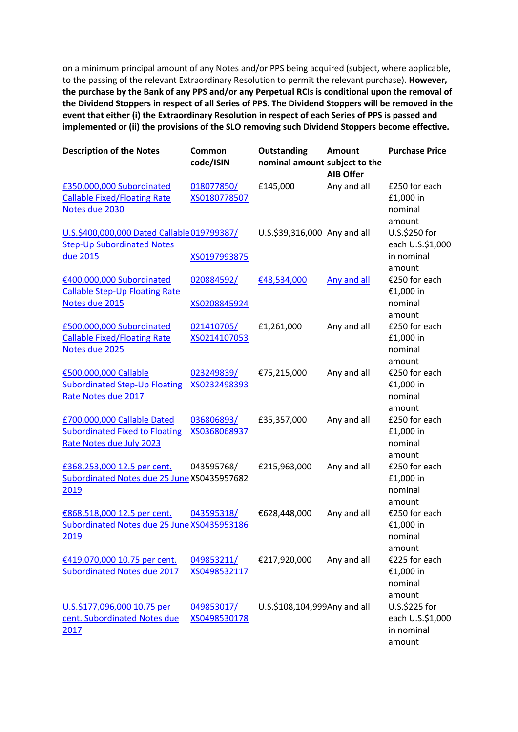on a minimum principal amount of any Notes and/or PPS being acquired (subject, where applicable, to the passing of the relevant Extraordinary Resolution to permit the relevant purchase). **However, the purchase by the Bank of any PPS and/or any Perpetual RCIs is conditional upon the removal of the Dividend Stoppers in respect of all Series of PPS. The Dividend Stoppers will be removed in the event that either (i) the Extraordinary Resolution in respect of each Series of PPS is passed and implemented or (ii) the provisions of the SLO removing such Dividend Stoppers become effective.**

| Description of the Notes | Common code/ISIN | Outstanding nominal amount | Amount subject to the AIB Offer | Purchase Price |
|---|---|---|---|---|
| £350,000,000 Subordinated Callable Fixed/Floating Rate Notes due 2030 | 018077850/ XS0180778507 | £145,000 | Any and all | £250 for each £1,000 in nominal amount |
| U.S.$400,000,000 Dated Callable Step-Up Subordinated Notes due 2015 | 019799387/ XS0197993875 | U.S.$39,316,000 | Any and all | U.S.$250 for each U.S.$1,000 in nominal amount |
| €400,000,000 Subordinated Callable Step-Up Floating Rate Notes due 2015 | 020884592/ XS0208845924 | €48,534,000 | Any and all | €250 for each €1,000 in nominal amount |
| £500,000,000 Subordinated Callable Fixed/Floating Rate Notes due 2025 | 021410705/ XS0214107053 | £1,261,000 | Any and all | £250 for each £1,000 in nominal amount |
| €500,000,000 Callable Subordinated Step-Up Floating Rate Notes due 2017 | 023249839/ XS0232498393 | €75,215,000 | Any and all | €250 for each €1,000 in nominal amount |
| £700,000,000 Callable Dated Subordinated Fixed to Floating Rate Notes due July 2023 | 036806893/ XS0368068937 | £35,357,000 | Any and all | £250 for each £1,000 in nominal amount |
| £368,253,000 12.5 per cent. Subordinated Notes due 25 June 2019 | 043595768/ XS0435957682 | £215,963,000 | Any and all | £250 for each £1,000 in nominal amount |
| €868,518,000 12.5 per cent. Subordinated Notes due 25 June 2019 | 043595318/ XS0435953186 | €628,448,000 | Any and all | €250 for each €1,000 in nominal amount |
| €419,070,000 10.75 per cent. Subordinated Notes due 2017 | 049853211/ XS0498532117 | €217,920,000 | Any and all | €225 for each €1,000 in nominal amount |
| U.S.$177,096,000 10.75 per cent. Subordinated Notes due 2017 | 049853017/ XS0498530178 | U.S.$108,104,999 | Any and all | U.S.$225 for each U.S.$1,000 in nominal amount |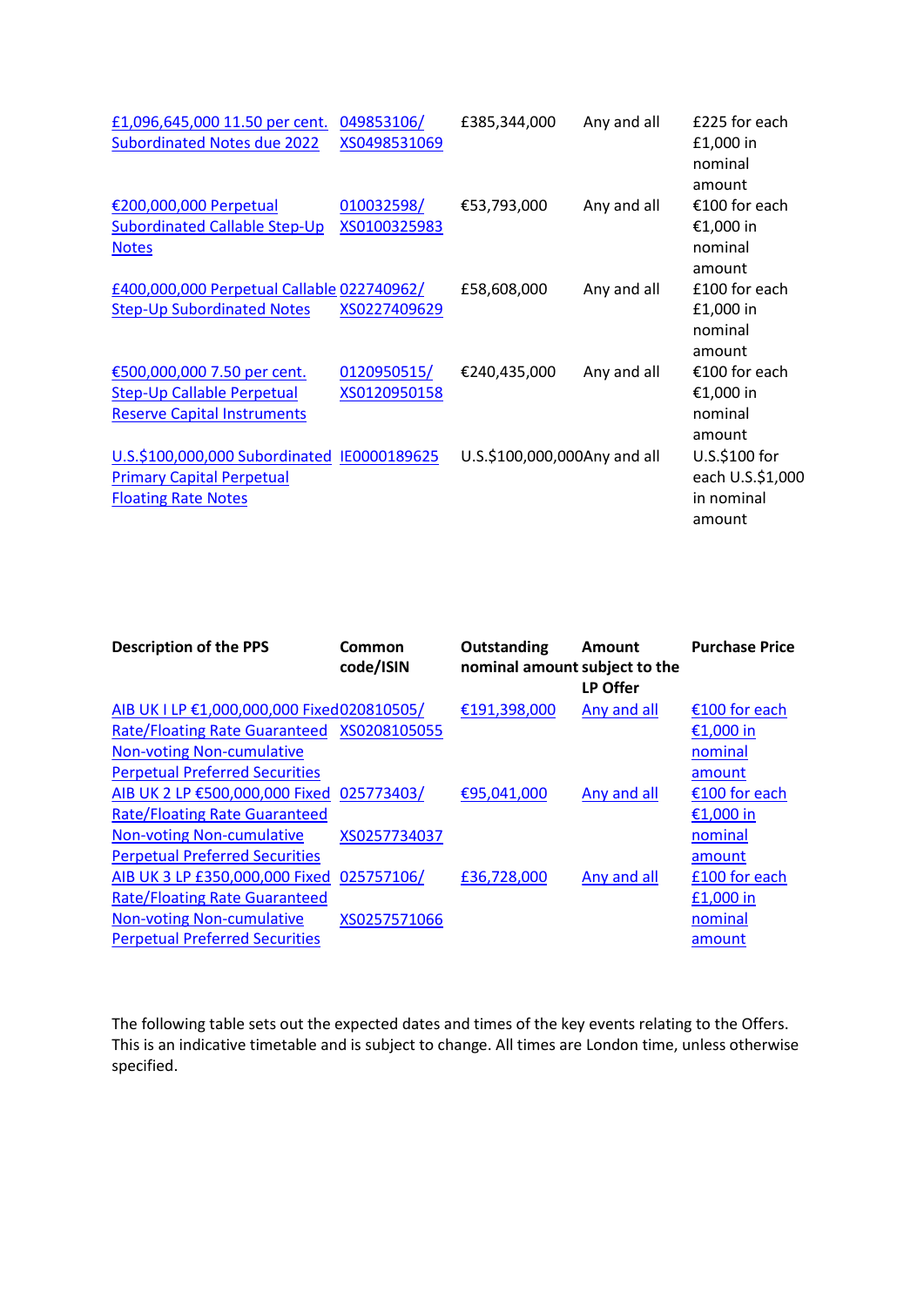| | | | | |
|---|---|---|---|---|
| £1,096,645,000 11.50 per cent. Subordinated Notes due 2022 | 049853106/ XS0498531069 | £385,344,000 | Any and all | £225 for each £1,000 in nominal amount |
| €200,000,000 Perpetual Subordinated Callable Step-Up Notes | 010032598/ XS0100325983 | €53,793,000 | Any and all | €100 for each €1,000 in nominal amount |
| £400,000,000 Perpetual Callable Step-Up Subordinated Notes | 022740962/ XS0227409629 | £58,608,000 | Any and all | £100 for each £1,000 in nominal amount |
| €500,000,000 7.50 per cent. Step-Up Callable Perpetual Reserve Capital Instruments | 0120950515/ XS0120950158 | €240,435,000 | Any and all | €100 for each €1,000 in nominal amount |
| U.S.$100,000,000 Subordinated Primary Capital Perpetual Floating Rate Notes | IE0000189625 | U.S.$100,000,000 | Any and all | U.S.$100 for each U.S.$1,000 in nominal amount |

| Description of the PPS | Common code/ISIN | Outstanding nominal amount | Amount subject to the LP Offer | Purchase Price |
|---|---|---|---|---|
| AIB UK I LP €1,000,000,000 Fixed Rate/Floating Rate Guaranteed Non-voting Non-cumulative Perpetual Preferred Securities | 020810505/ XS0208105055 | €191,398,000 | Any and all | €100 for each €1,000 in nominal amount |
| AIB UK 2 LP €500,000,000 Fixed Rate/Floating Rate Guaranteed Non-voting Non-cumulative Perpetual Preferred Securities | 025773403/ XS0257734037 | €95,041,000 | Any and all | €100 for each €1,000 in nominal amount |
| AIB UK 3 LP £350,000,000 Fixed Rate/Floating Rate Guaranteed Non-voting Non-cumulative Perpetual Preferred Securities | 025757106/ XS0257571066 | £36,728,000 | Any and all | £100 for each £1,000 in nominal amount |

The following table sets out the expected dates and times of the key events relating to the Offers. This is an indicative timetable and is subject to change. All times are London time, unless otherwise specified.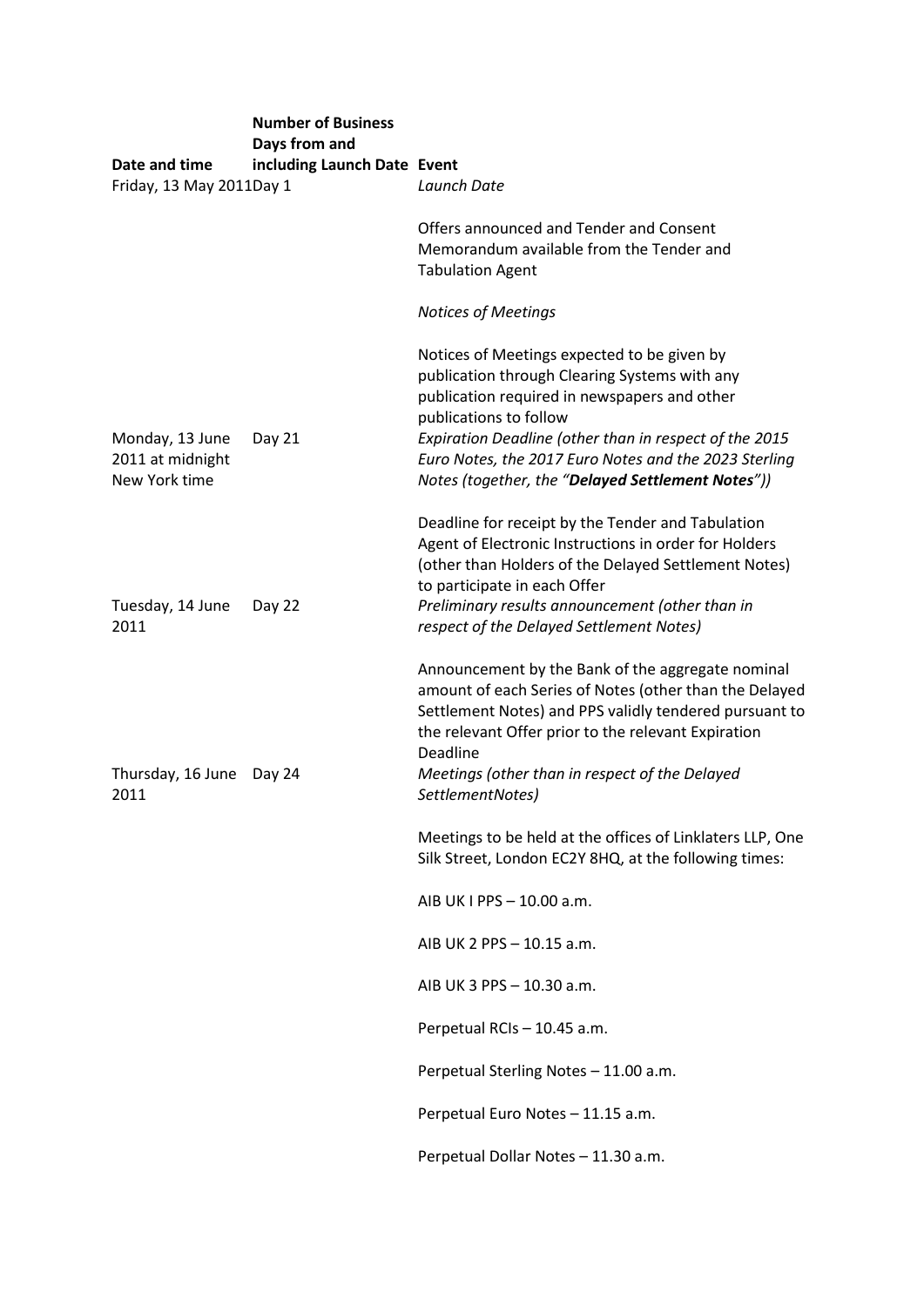| Date and time | Number of Business Days from and including Launch Date | Event |
|---|---|---|
| Friday, 13 May 2011 | Day 1 | *Launch Date*<br><br>Offers announced and Tender and Consent Memorandum available from the Tender and Tabulation Agent<br><br>*Notices of Meetings*<br><br>Notices of Meetings expected to be given by publication through Clearing Systems with any publication required in newspapers and other publications to follow |
| Monday, 13 June 2011 at midnight New York time | Day 21 | *Expiration Deadline (other than in respect of the 2015 Euro Notes, the 2017 Euro Notes and the 2023 Sterling Notes (together, the "**Delayed Settlement Notes**"))*<br><br>Deadline for receipt by the Tender and Tabulation Agent of Electronic Instructions in order for Holders (other than Holders of the Delayed Settlement Notes) to participate in each Offer |
| Tuesday, 14 June 2011 | Day 22 | *Preliminary results announcement (other than in respect of the Delayed Settlement Notes)*<br><br>Announcement by the Bank of the aggregate nominal amount of each Series of Notes (other than the Delayed Settlement Notes) and PPS validly tendered pursuant to the relevant Offer prior to the relevant Expiration Deadline |
| Thursday, 16 June 2011 | Day 24 | *Meetings (other than in respect of the Delayed SettlementNotes)*<br><br>Meetings to be held at the offices of Linklaters LLP, One Silk Street, London EC2Y 8HQ, at the following times:<br><br>AIB UK I PPS – 10.00 a.m.<br><br>AIB UK 2 PPS – 10.15 a.m.<br><br>AIB UK 3 PPS – 10.30 a.m.<br><br>Perpetual RCIs – 10.45 a.m.<br><br>Perpetual Sterling Notes – 11.00 a.m.<br><br>Perpetual Euro Notes – 11.15 a.m.<br><br>Perpetual Dollar Notes – 11.30 a.m. |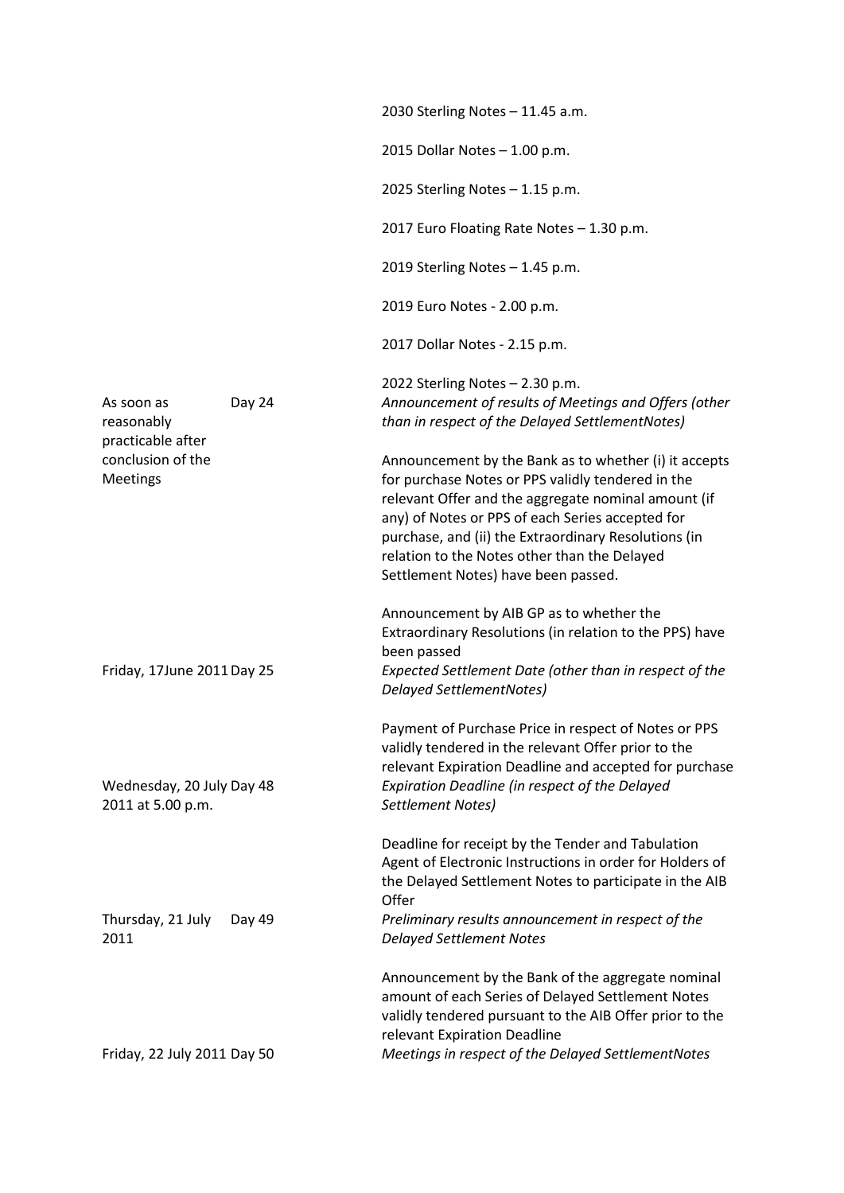| | | |
|---|---|---|
| | | 2030 Sterling Notes – 11.45 a.m.<br><br>2015 Dollar Notes – 1.00 p.m.<br><br>2025 Sterling Notes – 1.15 p.m.<br><br>2017 Euro Floating Rate Notes – 1.30 p.m.<br><br>2019 Sterling Notes – 1.45 p.m.<br><br>2019 Euro Notes - 2.00 p.m.<br><br>2017 Dollar Notes - 2.15 p.m.<br><br>2022 Sterling Notes – 2.30 p.m. |
| As soon as reasonably practicable after conclusion of the Meetings | Day 24 | *Announcement of results of Meetings and Offers (other than in respect of the Delayed SettlementNotes)*<br><br>Announcement by the Bank as to whether (i) it accepts for purchase Notes or PPS validly tendered in the relevant Offer and the aggregate nominal amount (if any) of Notes or PPS of each Series accepted for purchase, and (ii) the Extraordinary Resolutions (in relation to the Notes other than the Delayed Settlement Notes) have been passed.<br><br>Announcement by AIB GP as to whether the Extraordinary Resolutions (in relation to the PPS) have been passed |
| Friday, 17June 2011 | Day 25 | *Expected Settlement Date (other than in respect of the Delayed SettlementNotes)*<br><br>Payment of Purchase Price in respect of Notes or PPS validly tendered in the relevant Offer prior to the relevant Expiration Deadline and accepted for purchase |
| Wednesday, 20 July 2011 at 5.00 p.m. | Day 48 | *Expiration Deadline (in respect of the Delayed Settlement Notes)*<br><br>Deadline for receipt by the Tender and Tabulation Agent of Electronic Instructions in order for Holders of the Delayed Settlement Notes to participate in the AIB Offer |
| Thursday, 21 July 2011 | Day 49 | *Preliminary results announcement in respect of the Delayed Settlement Notes*<br><br>Announcement by the Bank of the aggregate nominal amount of each Series of Delayed Settlement Notes validly tendered pursuant to the AIB Offer prior to the relevant Expiration Deadline |
| Friday, 22 July 2011 | Day 50 | *Meetings in respect of the Delayed SettlementNotes* |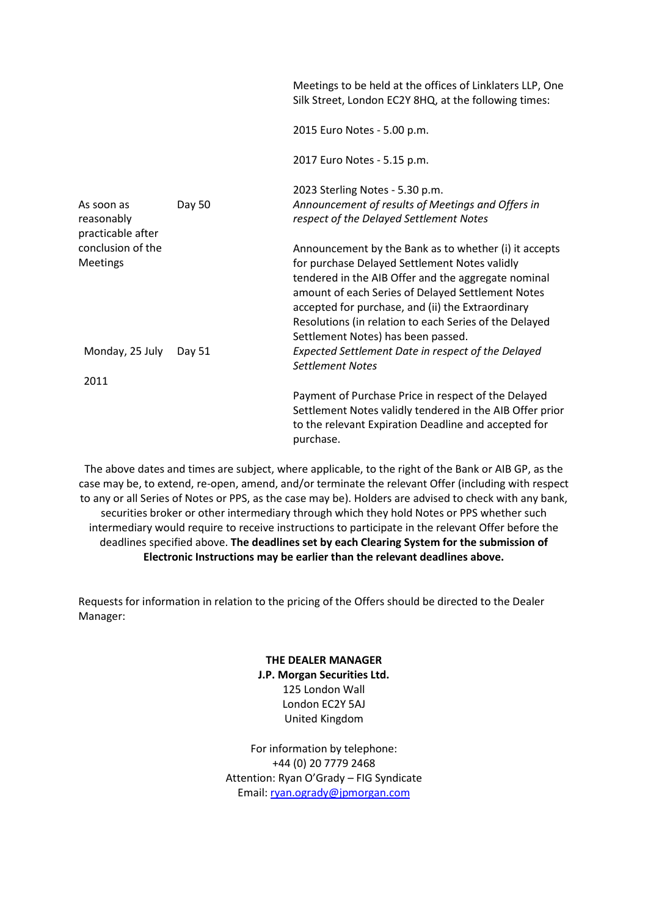| | | |
|---|---|---|
| | | Meetings to be held at the offices of Linklaters LLP, One Silk Street, London EC2Y 8HQ, at the following times:<br><br>2015 Euro Notes - 5.00 p.m.<br><br>2017 Euro Notes - 5.15 p.m.<br><br>2023 Sterling Notes - 5.30 p.m. |
| As soon as reasonably practicable after conclusion of the Meetings | Day 50 | *Announcement of results of Meetings and Offers in respect of the Delayed Settlement Notes*<br><br>Announcement by the Bank as to whether (i) it accepts for purchase Delayed Settlement Notes validly tendered in the AIB Offer and the aggregate nominal amount of each Series of Delayed Settlement Notes accepted for purchase, and (ii) the Extraordinary Resolutions (in relation to each Series of the Delayed Settlement Notes) has been passed. |
| Monday, 25 July 2011 | Day 51 | *Expected Settlement Date in respect of the Delayed Settlement Notes*<br><br>Payment of Purchase Price in respect of the Delayed Settlement Notes validly tendered in the AIB Offer prior to the relevant Expiration Deadline and accepted for purchase. |

The above dates and times are subject, where applicable, to the right of the Bank or AIB GP, as the case may be, to extend, re-open, amend, and/or terminate the relevant Offer (including with respect to any or all Series of Notes or PPS, as the case may be). Holders are advised to check with any bank, securities broker or other intermediary through which they hold Notes or PPS whether such intermediary would require to receive instructions to participate in the relevant Offer before the deadlines specified above. **The deadlines set by each Clearing System for the submission of Electronic Instructions may be earlier than the relevant deadlines above.**

Requests for information in relation to the pricing of the Offers should be directed to the Dealer Manager:

**THE DEALER MANAGER**
**J.P. Morgan Securities Ltd.**
125 London Wall
London EC2Y 5AJ
United Kingdom

For information by telephone:
+44 (0) 20 7779 2468
Attention: Ryan O'Grady – FIG Syndicate
Email: ryan.ogrady@jpmorgan.com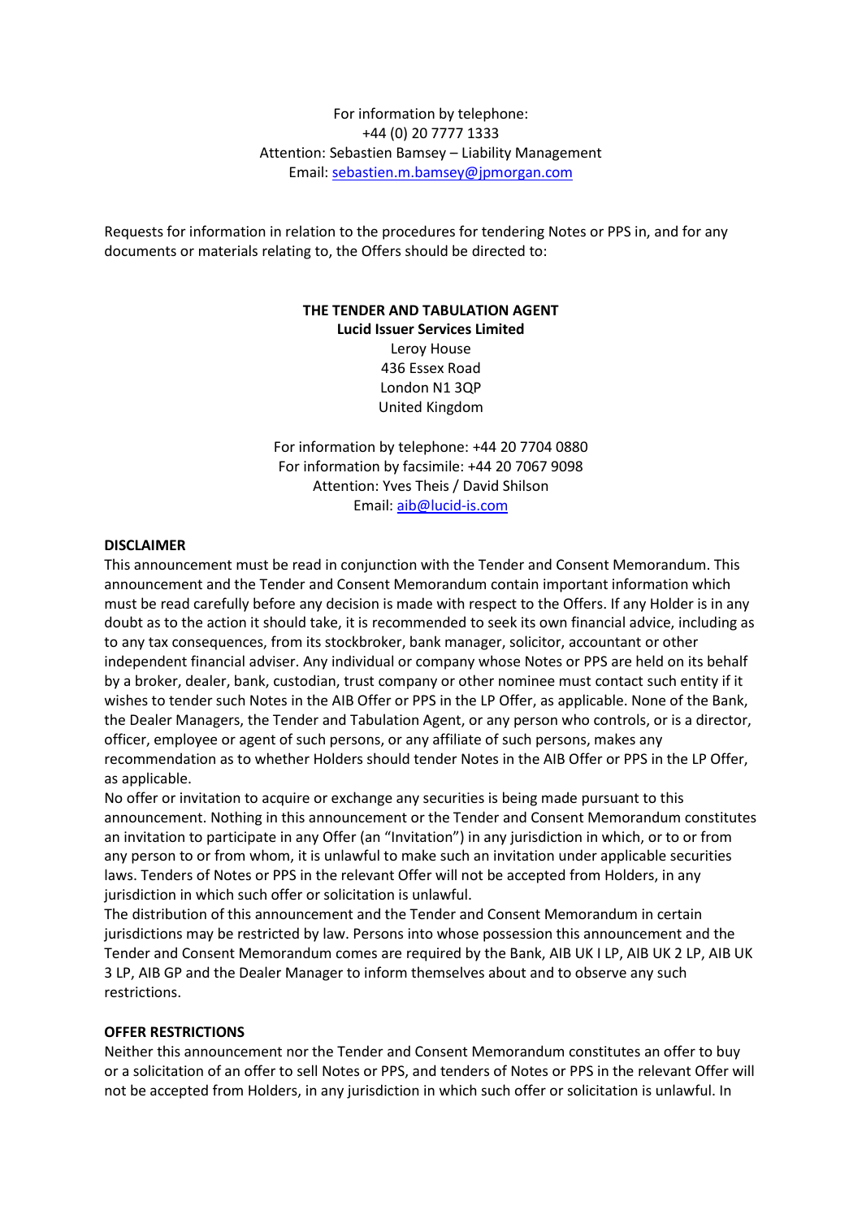For information by telephone:
+44 (0) 20 7777 1333
Attention: Sebastien Bamsey – Liability Management
Email: sebastien.m.bamsey@jpmorgan.com

Requests for information in relation to the procedures for tendering Notes or PPS in, and for any documents or materials relating to, the Offers should be directed to:

**THE TENDER AND TABULATION AGENT**
**Lucid Issuer Services Limited**
Leroy House
436 Essex Road
London N1 3QP
United Kingdom

For information by telephone: +44 20 7704 0880
For information by facsimile: +44 20 7067 9098
Attention: Yves Theis / David Shilson
Email: aib@lucid-is.com

**DISCLAIMER**

This announcement must be read in conjunction with the Tender and Consent Memorandum. This announcement and the Tender and Consent Memorandum contain important information which must be read carefully before any decision is made with respect to the Offers. If any Holder is in any doubt as to the action it should take, it is recommended to seek its own financial advice, including as to any tax consequences, from its stockbroker, bank manager, solicitor, accountant or other independent financial adviser. Any individual or company whose Notes or PPS are held on its behalf by a broker, dealer, bank, custodian, trust company or other nominee must contact such entity if it wishes to tender such Notes in the AIB Offer or PPS in the LP Offer, as applicable. None of the Bank, the Dealer Managers, the Tender and Tabulation Agent, or any person who controls, or is a director, officer, employee or agent of such persons, or any affiliate of such persons, makes any recommendation as to whether Holders should tender Notes in the AIB Offer or PPS in the LP Offer, as applicable.

No offer or invitation to acquire or exchange any securities is being made pursuant to this announcement. Nothing in this announcement or the Tender and Consent Memorandum constitutes an invitation to participate in any Offer (an "Invitation") in any jurisdiction in which, or to or from any person to or from whom, it is unlawful to make such an invitation under applicable securities laws. Tenders of Notes or PPS in the relevant Offer will not be accepted from Holders, in any jurisdiction in which such offer or solicitation is unlawful.

The distribution of this announcement and the Tender and Consent Memorandum in certain jurisdictions may be restricted by law. Persons into whose possession this announcement and the Tender and Consent Memorandum comes are required by the Bank, AIB UK I LP, AIB UK 2 LP, AIB UK 3 LP, AIB GP and the Dealer Manager to inform themselves about and to observe any such restrictions.

**OFFER RESTRICTIONS**

Neither this announcement nor the Tender and Consent Memorandum constitutes an offer to buy or a solicitation of an offer to sell Notes or PPS, and tenders of Notes or PPS in the relevant Offer will not be accepted from Holders, in any jurisdiction in which such offer or solicitation is unlawful. In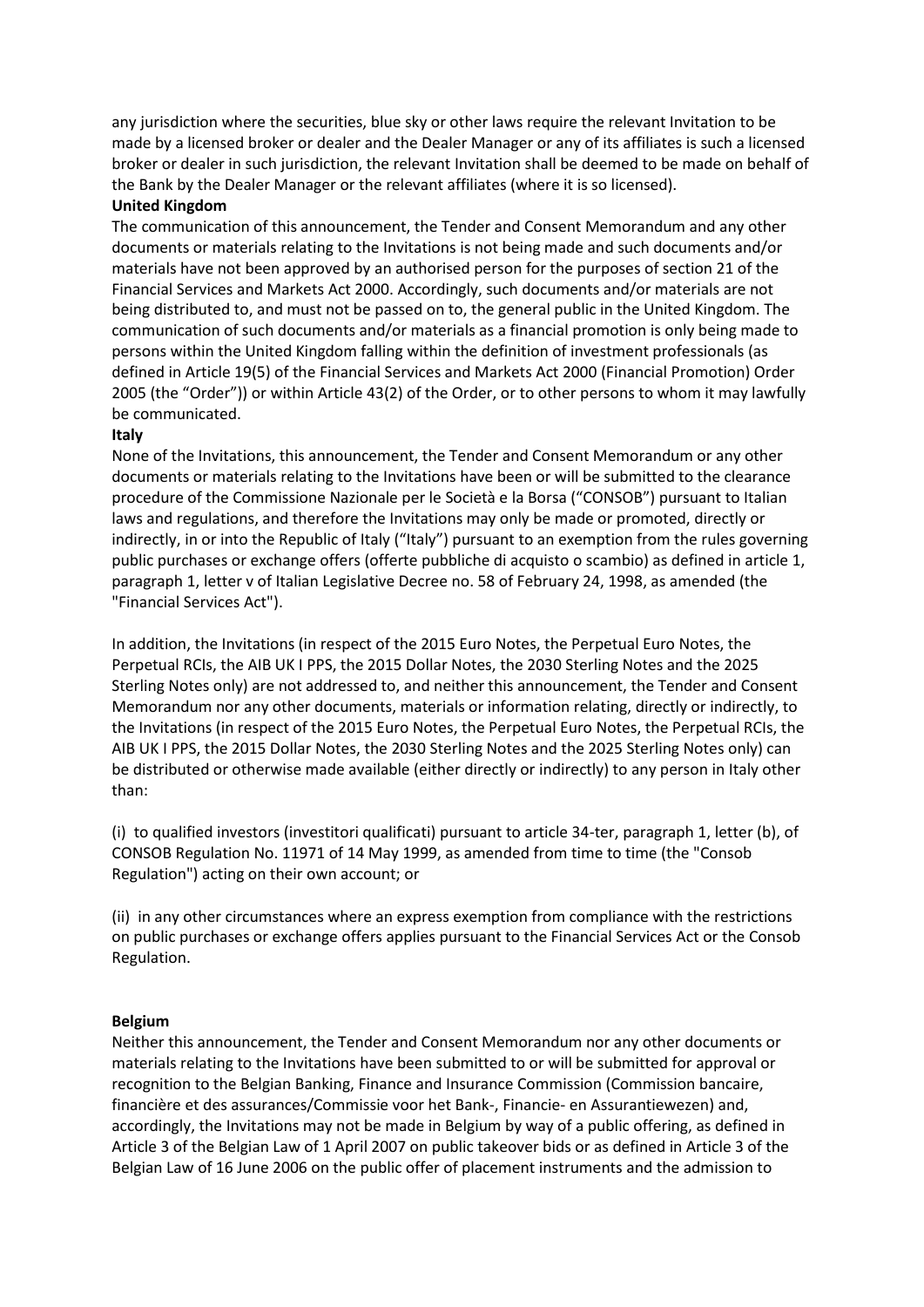any jurisdiction where the securities, blue sky or other laws require the relevant Invitation to be made by a licensed broker or dealer and the Dealer Manager or any of its affiliates is such a licensed broker or dealer in such jurisdiction, the relevant Invitation shall be deemed to be made on behalf of the Bank by the Dealer Manager or the relevant affiliates (where it is so licensed).

**United Kingdom**

The communication of this announcement, the Tender and Consent Memorandum and any other documents or materials relating to the Invitations is not being made and such documents and/or materials have not been approved by an authorised person for the purposes of section 21 of the Financial Services and Markets Act 2000. Accordingly, such documents and/or materials are not being distributed to, and must not be passed on to, the general public in the United Kingdom. The communication of such documents and/or materials as a financial promotion is only being made to persons within the United Kingdom falling within the definition of investment professionals (as defined in Article 19(5) of the Financial Services and Markets Act 2000 (Financial Promotion) Order 2005 (the "Order")) or within Article 43(2) of the Order, or to other persons to whom it may lawfully be communicated.

**Italy**

None of the Invitations, this announcement, the Tender and Consent Memorandum or any other documents or materials relating to the Invitations have been or will be submitted to the clearance procedure of the Commissione Nazionale per le Società e la Borsa ("CONSOB") pursuant to Italian laws and regulations, and therefore the Invitations may only be made or promoted, directly or indirectly, in or into the Republic of Italy ("Italy") pursuant to an exemption from the rules governing public purchases or exchange offers (offerte pubbliche di acquisto o scambio) as defined in article 1, paragraph 1, letter v of Italian Legislative Decree no. 58 of February 24, 1998, as amended (the "Financial Services Act").

In addition, the Invitations (in respect of the 2015 Euro Notes, the Perpetual Euro Notes, the Perpetual RCIs, the AIB UK I PPS, the 2015 Dollar Notes, the 2030 Sterling Notes and the 2025 Sterling Notes only) are not addressed to, and neither this announcement, the Tender and Consent Memorandum nor any other documents, materials or information relating, directly or indirectly, to the Invitations (in respect of the 2015 Euro Notes, the Perpetual Euro Notes, the Perpetual RCIs, the AIB UK I PPS, the 2015 Dollar Notes, the 2030 Sterling Notes and the 2025 Sterling Notes only) can be distributed or otherwise made available (either directly or indirectly) to any person in Italy other than:

(i) to qualified investors (investitori qualificati) pursuant to article 34-ter, paragraph 1, letter (b), of CONSOB Regulation No. 11971 of 14 May 1999, as amended from time to time (the "Consob Regulation") acting on their own account; or

(ii) in any other circumstances where an express exemption from compliance with the restrictions on public purchases or exchange offers applies pursuant to the Financial Services Act or the Consob Regulation.

**Belgium**

Neither this announcement, the Tender and Consent Memorandum nor any other documents or materials relating to the Invitations have been submitted to or will be submitted for approval or recognition to the Belgian Banking, Finance and Insurance Commission (Commission bancaire, financière et des assurances/Commissie voor het Bank-, Financie- en Assurantiewezen) and, accordingly, the Invitations may not be made in Belgium by way of a public offering, as defined in Article 3 of the Belgian Law of 1 April 2007 on public takeover bids or as defined in Article 3 of the Belgian Law of 16 June 2006 on the public offer of placement instruments and the admission to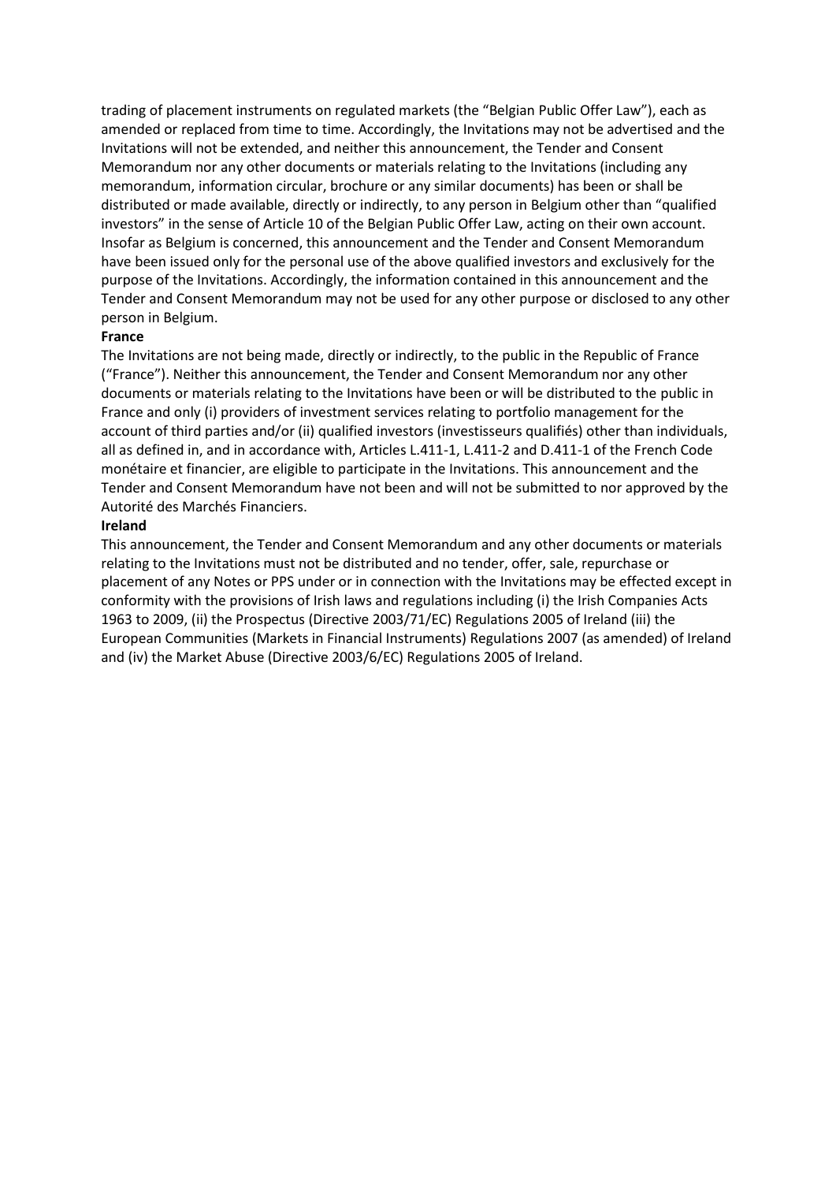trading of placement instruments on regulated markets (the "Belgian Public Offer Law"), each as amended or replaced from time to time. Accordingly, the Invitations may not be advertised and the Invitations will not be extended, and neither this announcement, the Tender and Consent Memorandum nor any other documents or materials relating to the Invitations (including any memorandum, information circular, brochure or any similar documents) has been or shall be distributed or made available, directly or indirectly, to any person in Belgium other than "qualified investors" in the sense of Article 10 of the Belgian Public Offer Law, acting on their own account. Insofar as Belgium is concerned, this announcement and the Tender and Consent Memorandum have been issued only for the personal use of the above qualified investors and exclusively for the purpose of the Invitations. Accordingly, the information contained in this announcement and the Tender and Consent Memorandum may not be used for any other purpose or disclosed to any other person in Belgium.

**France**

The Invitations are not being made, directly or indirectly, to the public in the Republic of France ("France"). Neither this announcement, the Tender and Consent Memorandum nor any other documents or materials relating to the Invitations have been or will be distributed to the public in France and only (i) providers of investment services relating to portfolio management for the account of third parties and/or (ii) qualified investors (investisseurs qualifiés) other than individuals, all as defined in, and in accordance with, Articles L.411-1, L.411-2 and D.411-1 of the French Code monétaire et financier, are eligible to participate in the Invitations. This announcement and the Tender and Consent Memorandum have not been and will not be submitted to nor approved by the Autorité des Marchés Financiers.

**Ireland**

This announcement, the Tender and Consent Memorandum and any other documents or materials relating to the Invitations must not be distributed and no tender, offer, sale, repurchase or placement of any Notes or PPS under or in connection with the Invitations may be effected except in conformity with the provisions of Irish laws and regulations including (i) the Irish Companies Acts 1963 to 2009, (ii) the Prospectus (Directive 2003/71/EC) Regulations 2005 of Ireland (iii) the European Communities (Markets in Financial Instruments) Regulations 2007 (as amended) of Ireland and (iv) the Market Abuse (Directive 2003/6/EC) Regulations 2005 of Ireland.